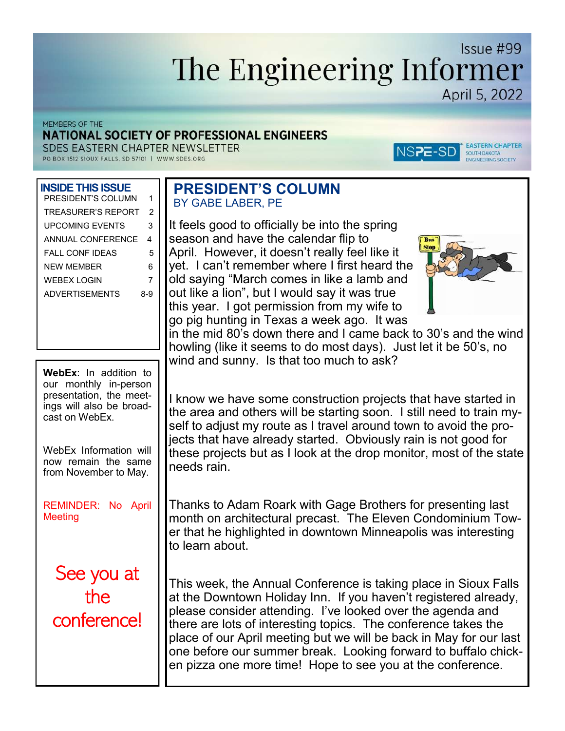Issue #99

# The Engineering Informer

April 5, 2022

MEMBERS OF THE
**NATIONAL SOCIETY OF PROFESSIONAL ENGINEERS**
SDES EASTERN CHAPTER NEWSLETTER
PO BOX 1512 SIOUX FALLS, SD 57101 | WWW.SDES.ORG

NSPE-SD EASTERN CHAPTER SOUTH DAKOTA ENGINEERING SOCIETY

**INSIDE THIS ISSUE**

| | |
|---|---|
| PRESIDENT'S COLUMN | 1 |
| TREASURER'S REPORT | 2 |
| UPCOMING EVENTS | 3 |
| ANNUAL CONFERENCE | 4 |
| FALL CONF IDEAS | 5 |
| NEW MEMBER | 6 |
| WEBEX LOGIN | 7 |
| ADVERTISEMENTS | 8-9 |

**WebEx**: In addition to our monthly in-person presentation, the meetings will also be broadcast on WebEx.

WebEx Information will now remain the same from November to May.

REMINDER: No April Meeting

See you at the conference!

## PRESIDENT'S COLUMN

BY GABE LABER, PE

It feels good to officially be into the spring season and have the calendar flip to April. However, it doesn't really feel like it yet. I can't remember where I first heard the old saying "March comes in like a lamb and out like a lion", but I would say it was true this year. I got permission from my wife to go pig hunting in Texas a week ago. It was in the mid 80's down there and I came back to 30's and the wind howling (like it seems to do most days). Just let it be 50's, no wind and sunny. Is that too much to ask?

I know we have some construction projects that have started in the area and others will be starting soon. I still need to train myself to adjust my route as I travel around town to avoid the projects that have already started. Obviously rain is not good for these projects but as I look at the drop monitor, most of the state needs rain.

Thanks to Adam Roark with Gage Brothers for presenting last month on architectural precast. The Eleven Condominium Tower that he highlighted in downtown Minneapolis was interesting to learn about.

This week, the Annual Conference is taking place in Sioux Falls at the Downtown Holiday Inn. If you haven't registered already, please consider attending. I've looked over the agenda and there are lots of interesting topics. The conference takes the place of our April meeting but we will be back in May for our last one before our summer break. Looking forward to buffalo chicken pizza one more time! Hope to see you at the conference.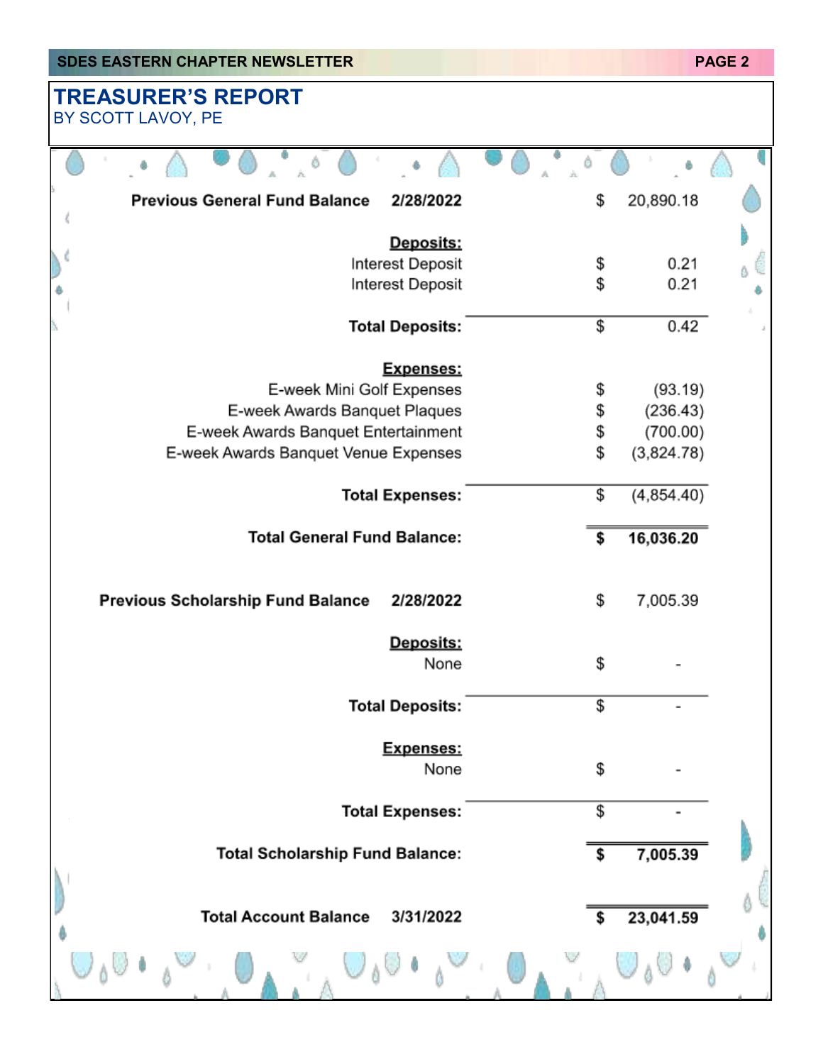# TREASURER'S REPORT

BY SCOTT LAVOY, PE

| | | | |
|---|---|---|---|
| **Previous General Fund Balance** | **2/28/2022** | $ | 20,890.18 |
| | **Deposits:** | | |
| | Interest Deposit | $ | 0.21 |
| | Interest Deposit | $ | 0.21 |
| | **Total Deposits:** | $ | 0.42 |
| | **Expenses:** | | |
| | E-week Mini Golf Expenses | $ | (93.19) |
| | E-week Awards Banquet Plaques | $ | (236.43) |
| | E-week Awards Banquet Entertainment | $ | (700.00) |
| | E-week Awards Banquet Venue Expenses | $ | (3,824.78) |
| | **Total Expenses:** | $ | (4,854.40) |
| | **Total General Fund Balance:** | **$** | **16,036.20** |
| **Previous Scholarship Fund Balance** | **2/28/2022** | $ | 7,005.39 |
| | **Deposits:** | | |
| | None | $ | - |
| | **Total Deposits:** | $ | - |
| | **Expenses:** | | |
| | None | $ | - |
| | **Total Expenses:** | $ | - |
| | **Total Scholarship Fund Balance:** | **$** | **7,005.39** |
| **Total Account Balance** | **3/31/2022** | **$** | **23,041.59** |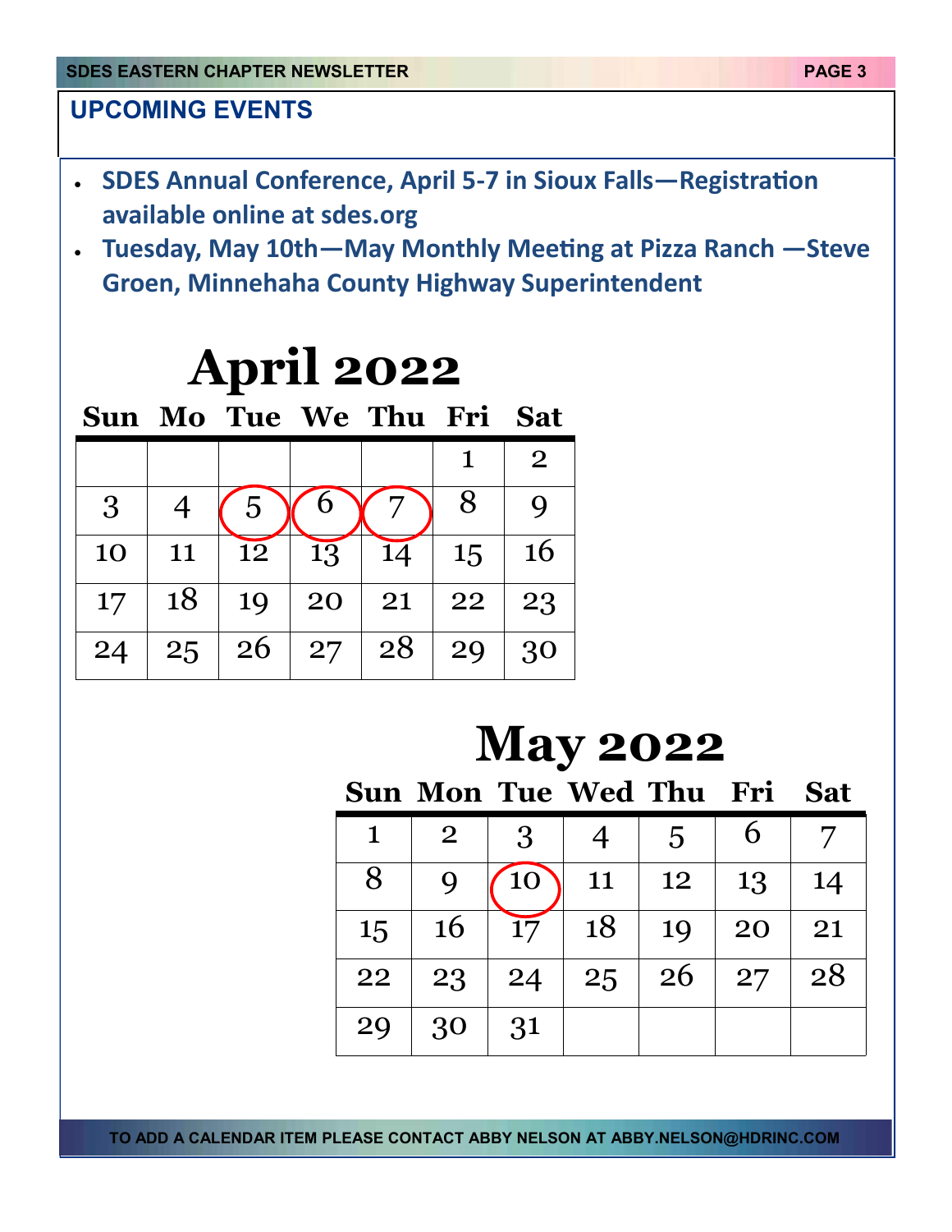## UPCOMING EVENTS

- **SDES Annual Conference, April 5-7 in Sioux Falls—Registration available online at sdes.org**
- **Tuesday, May 10th—May Monthly Meeting at Pizza Ranch —Steve Groen, Minnehaha County Highway Superintendent**

# April 2022

| Sun | Mo | Tue | We | Thu | Fri | Sat |
|---|---|---|---|---|---|---|
| | | | | | 1 | 2 |
| 3 | 4 | 5 | 6 | 7 | 8 | 9 |
| 10 | 11 | 12 | 13 | 14 | 15 | 16 |
| 17 | 18 | 19 | 20 | 21 | 22 | 23 |
| 24 | 25 | 26 | 27 | 28 | 29 | 30 |

# May 2022

| Sun | Mon | Tue | Wed | Thu | Fri | Sat |
|---|---|---|---|---|---|---|
| 1 | 2 | 3 | 4 | 5 | 6 | 7 |
| 8 | 9 | 10 | 11 | 12 | 13 | 14 |
| 15 | 16 | 17 | 18 | 19 | 20 | 21 |
| 22 | 23 | 24 | 25 | 26 | 27 | 28 |
| 29 | 30 | 31 | | | | |

TO ADD A CALENDAR ITEM PLEASE CONTACT ABBY NELSON AT ABBY.NELSON@HDRINC.COM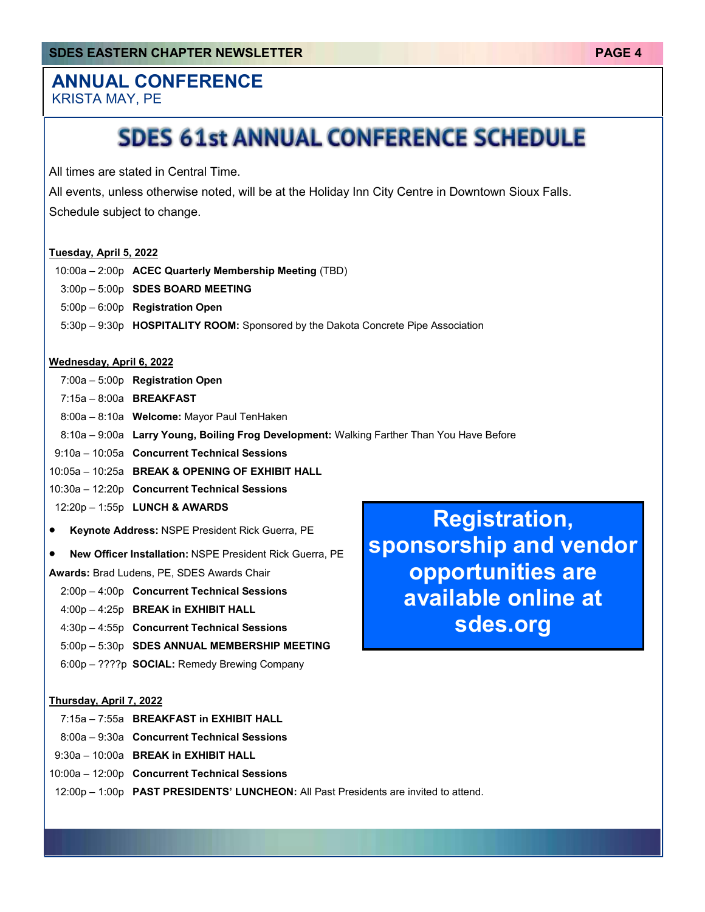## ANNUAL CONFERENCE

KRISTA MAY, PE

# SDES 61st ANNUAL CONFERENCE SCHEDULE

All times are stated in Central Time.

All events, unless otherwise noted, will be at the Holiday Inn City Centre in Downtown Sioux Falls.

Schedule subject to change.

**Tuesday, April 5, 2022**

10:00a – 2:00p **ACEC Quarterly Membership Meeting** (TBD)

3:00p – 5:00p **SDES BOARD MEETING**

5:00p – 6:00p **Registration Open**

5:30p – 9:30p **HOSPITALITY ROOM:** Sponsored by the Dakota Concrete Pipe Association

**Wednesday, April 6, 2022**

7:00a – 5:00p **Registration Open**

7:15a – 8:00a **BREAKFAST**

8:00a – 8:10a **Welcome:** Mayor Paul TenHaken

8:10a – 9:00a **Larry Young, Boiling Frog Development:** Walking Farther Than You Have Before

9:10a – 10:05a **Concurrent Technical Sessions**

10:05a – 10:25a **BREAK & OPENING OF EXHIBIT HALL**

10:30a – 12:20p **Concurrent Technical Sessions**

12:20p – 1:55p **LUNCH & AWARDS**

- **Keynote Address:** NSPE President Rick Guerra, PE
- **New Officer Installation:** NSPE President Rick Guerra, PE

**Awards:** Brad Ludens, PE, SDES Awards Chair

2:00p – 4:00p **Concurrent Technical Sessions**

4:00p – 4:25p **BREAK in EXHIBIT HALL**

4:30p – 4:55p **Concurrent Technical Sessions**

5:00p – 5:30p **SDES ANNUAL MEMBERSHIP MEETING**

6:00p – ????p **SOCIAL:** Remedy Brewing Company

**Thursday, April 7, 2022**

7:15a – 7:55a **BREAKFAST in EXHIBIT HALL**

8:00a – 9:30a **Concurrent Technical Sessions**

9:30a – 10:00a **BREAK in EXHIBIT HALL**

10:00a – 12:00p **Concurrent Technical Sessions**

12:00p – 1:00p **PAST PRESIDENTS' LUNCHEON:** All Past Presidents are invited to attend.

**Registration, sponsorship and vendor opportunities are available online at sdes.org**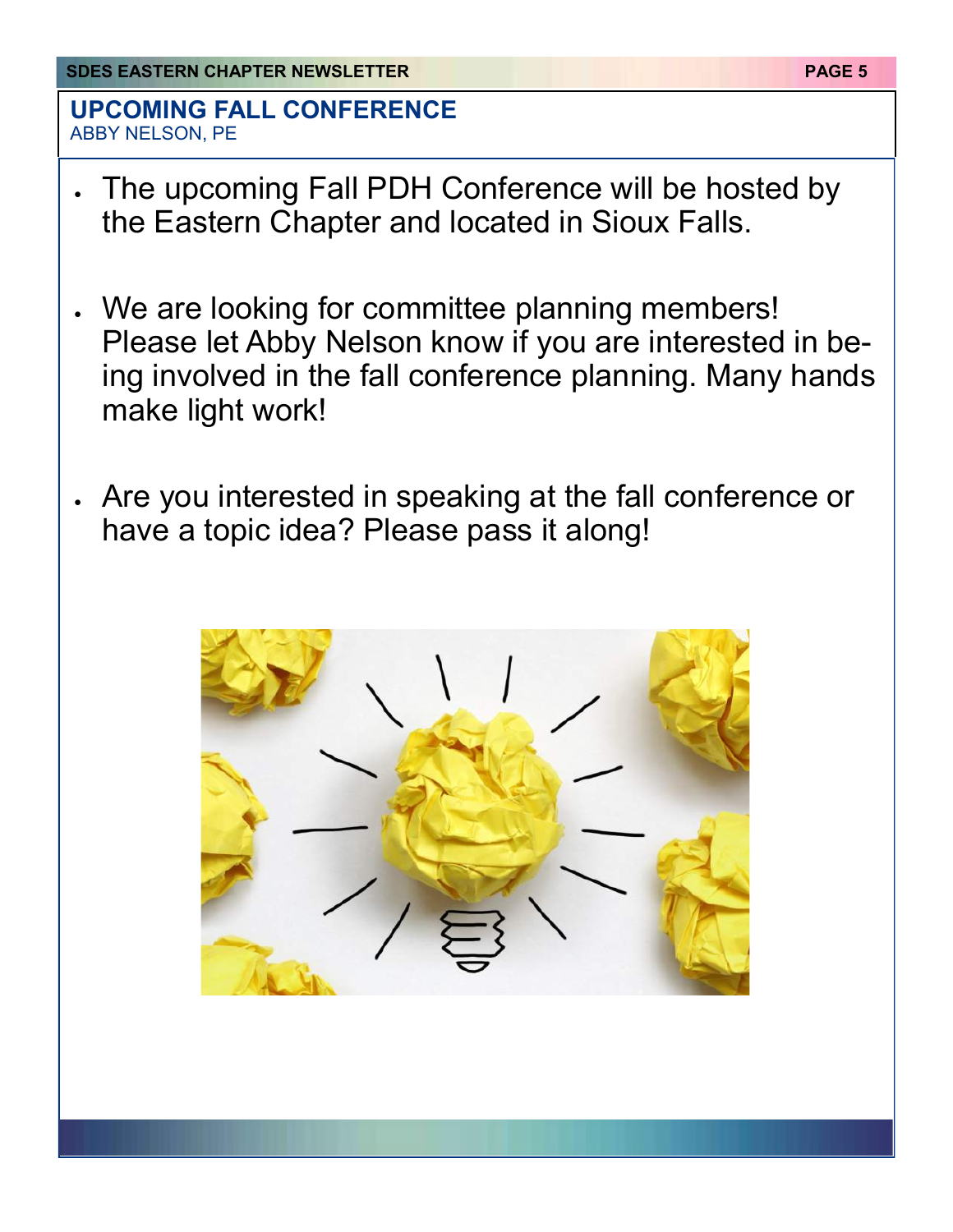## UPCOMING FALL CONFERENCE

ABBY NELSON, PE

- The upcoming Fall PDH Conference will be hosted by the Eastern Chapter and located in Sioux Falls.

- We are looking for committee planning members! Please let Abby Nelson know if you are interested in being involved in the fall conference planning. Many hands make light work!

- Are you interested in speaking at the fall conference or have a topic idea? Please pass it along!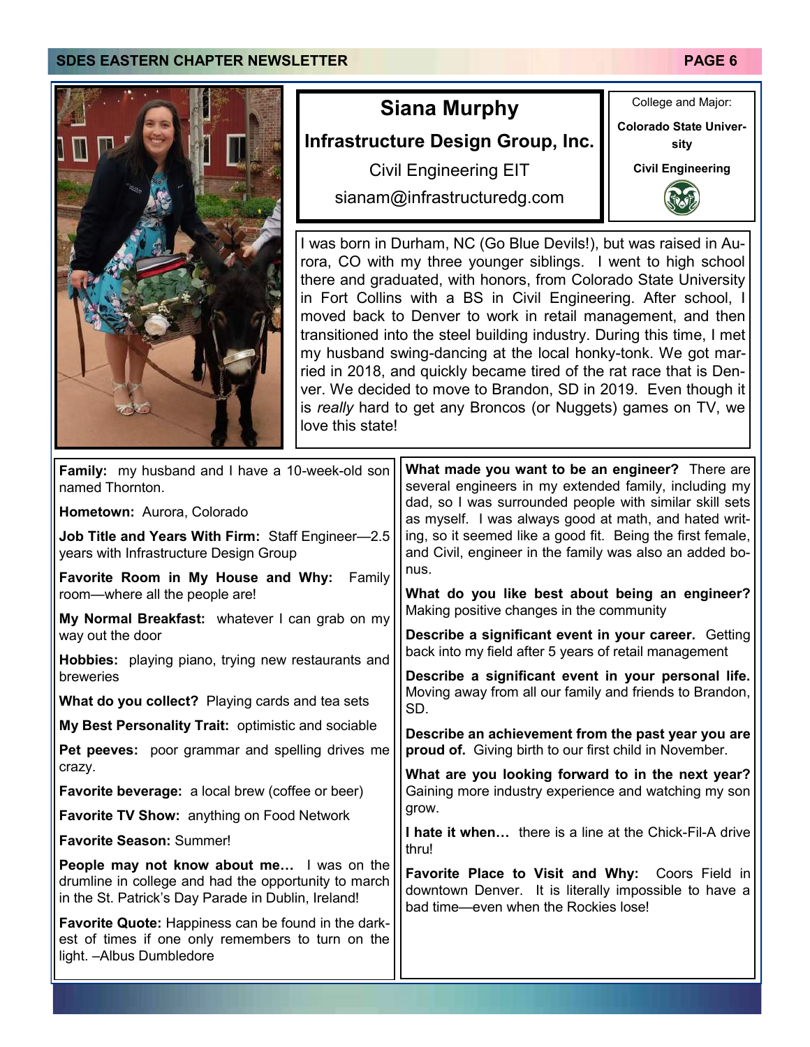# Siana Murphy

**Infrastructure Design Group, Inc.**

Civil Engineering EIT

sianam@infrastructuredg.com

College and Major:

**Colorado State University**

**Civil Engineering**

I was born in Durham, NC (Go Blue Devils!), but was raised in Aurora, CO with my three younger siblings. I went to high school there and graduated, with honors, from Colorado State University in Fort Collins with a BS in Civil Engineering. After school, I moved back to Denver to work in retail management, and then transitioned into the steel building industry. During this time, I met my husband swing-dancing at the local honky-tonk. We got married in 2018, and quickly became tired of the rat race that is Denver. We decided to move to Brandon, SD in 2019. Even though it is *really* hard to get any Broncos (or Nuggets) games on TV, we love this state!

**Family:** my husband and I have a 10-week-old son named Thornton.

**Hometown:** Aurora, Colorado

**Job Title and Years With Firm:** Staff Engineer—2.5 years with Infrastructure Design Group

**Favorite Room in My House and Why:** Family room—where all the people are!

**My Normal Breakfast:** whatever I can grab on my way out the door

**Hobbies:** playing piano, trying new restaurants and breweries

**What do you collect?** Playing cards and tea sets

**My Best Personality Trait:** optimistic and sociable

**Pet peeves:** poor grammar and spelling drives me crazy.

**Favorite beverage:** a local brew (coffee or beer)

**Favorite TV Show:** anything on Food Network

**Favorite Season:** Summer!

**People may not know about me…** I was on the drumline in college and had the opportunity to march in the St. Patrick's Day Parade in Dublin, Ireland!

**Favorite Quote:** Happiness can be found in the darkest of times if one only remembers to turn on the light. –Albus Dumbledore

**What made you want to be an engineer?** There are several engineers in my extended family, including my dad, so I was surrounded people with similar skill sets as myself. I was always good at math, and hated writing, so it seemed like a good fit. Being the first female, and Civil, engineer in the family was also an added bonus.

**What do you like best about being an engineer?** Making positive changes in the community

**Describe a significant event in your career.** Getting back into my field after 5 years of retail management

**Describe a significant event in your personal life.** Moving away from all our family and friends to Brandon, SD.

**Describe an achievement from the past year you are proud of.** Giving birth to our first child in November.

**What are you looking forward to in the next year?** Gaining more industry experience and watching my son grow.

**I hate it when…** there is a line at the Chick-Fil-A drive thru!

**Favorite Place to Visit and Why:** Coors Field in downtown Denver. It is literally impossible to have a bad time—even when the Rockies lose!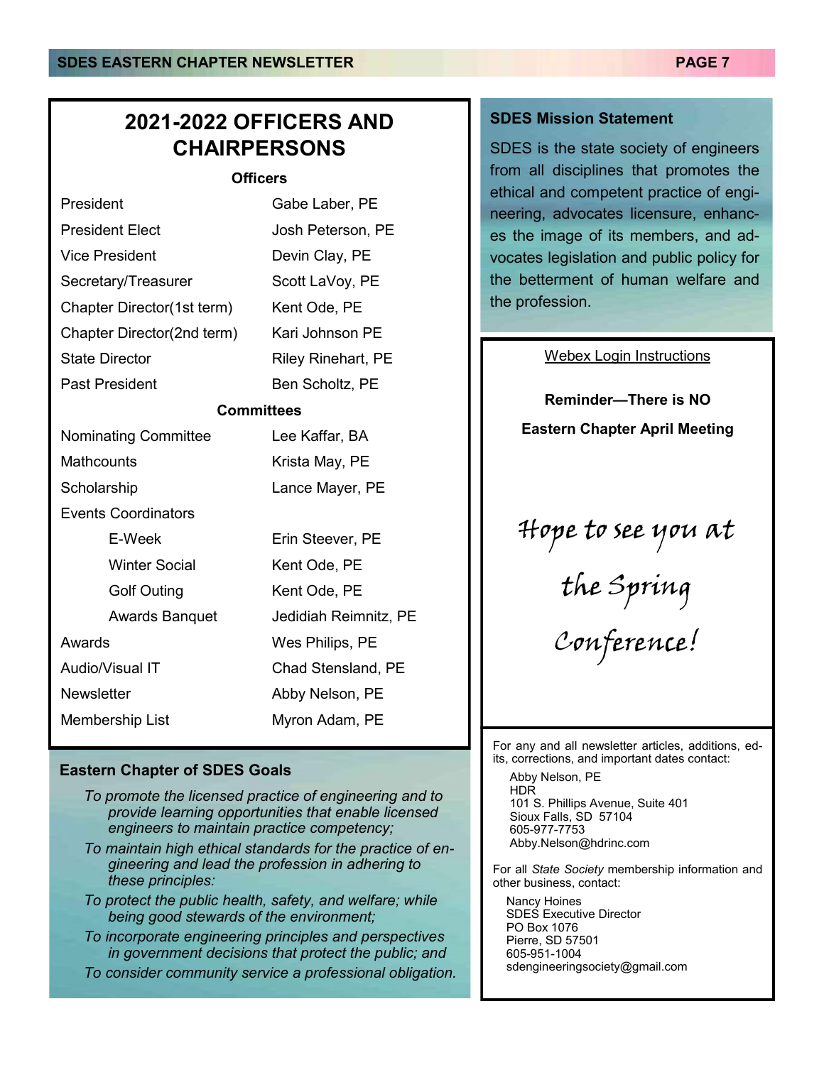## 2021-2022 OFFICERS AND CHAIRPERSONS

### Officers

| | |
|---|---|
| President | Gabe Laber, PE |
| President Elect | Josh Peterson, PE |
| Vice President | Devin Clay, PE |
| Secretary/Treasurer | Scott LaVoy, PE |
| Chapter Director(1st term) | Kent Ode, PE |
| Chapter Director(2nd term) | Kari Johnson PE |
| State Director | Riley Rinehart, PE |
| Past President | Ben Scholtz, PE |

### Committees

| | |
|---|---|
| Nominating Committee | Lee Kaffar, BA |
| Mathcounts | Krista May, PE |
| Scholarship | Lance Mayer, PE |
| Events Coordinators | |
| E-Week | Erin Steever, PE |
| Winter Social | Kent Ode, PE |
| Golf Outing | Kent Ode, PE |
| Awards Banquet | Jedidiah Reimnitz, PE |
| Awards | Wes Philips, PE |
| Audio/Visual IT | Chad Stensland, PE |
| Newsletter | Abby Nelson, PE |
| Membership List | Myron Adam, PE |

### Eastern Chapter of SDES Goals

- *To promote the licensed practice of engineering and to provide learning opportunities that enable licensed engineers to maintain practice competency;*
- *To maintain high ethical standards for the practice of engineering and lead the profession in adhering to these principles:*
- *To protect the public health, safety, and welfare; while being good stewards of the environment;*
- *To incorporate engineering principles and perspectives in government decisions that protect the public; and*
- *To consider community service a professional obligation.*

### SDES Mission Statement

SDES is the state society of engineers from all disciplines that promotes the ethical and competent practice of engineering, advocates licensure, enhances the image of its members, and advocates legislation and public policy for the betterment of human welfare and the profession.

Webex Login Instructions

**Reminder—There is NO Eastern Chapter April Meeting**

*Hope to see you at the Spring Conference!*

For any and all newsletter articles, additions, edits, corrections, and important dates contact:

Abby Nelson, PE
HDR
101 S. Phillips Avenue, Suite 401
Sioux Falls, SD 57104
605-977-7753
Abby.Nelson@hdrinc.com

For all *State Society* membership information and other business, contact:

Nancy Hoines
SDES Executive Director
PO Box 1076
Pierre, SD 57501
605-951-1004
sdengineeringsociety@gmail.com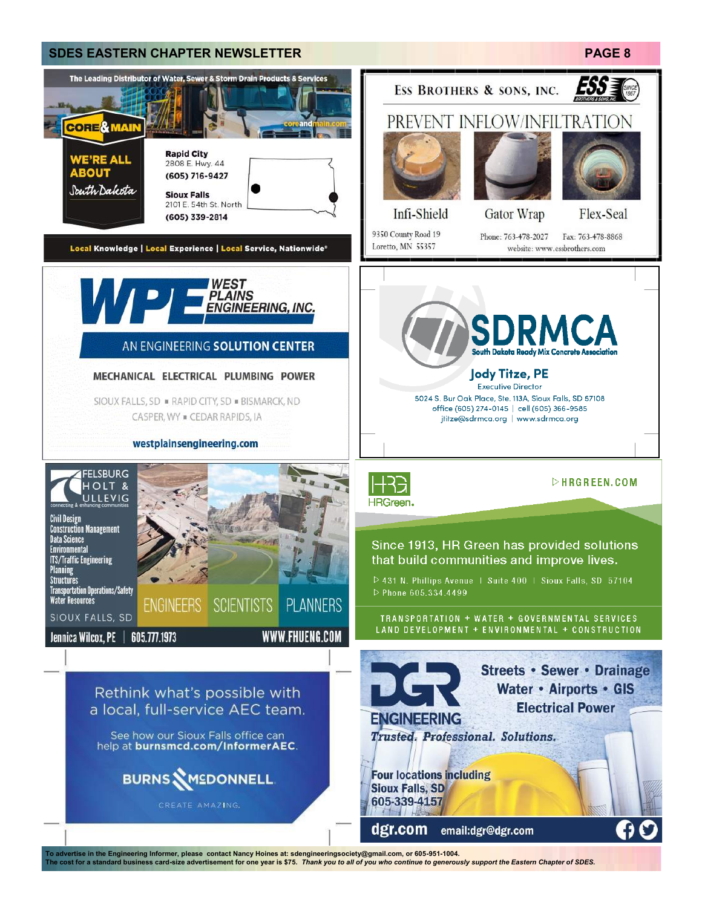**The Leading Distributor of Water, Sewer & Storm Drain Products & Services**

**CORE & MAIN** — coreandmain.com

**WE'RE ALL ABOUT** *South Dakota*

**Rapid City**
2808 E. Hwy. 44
(605) 716-9427

**Sioux Falls**
2101 E. 54th St. North
(605) 339-2814

**Local** Knowledge | **Local** Experience | **Local** Service, Nationwide®

---

**ESS BROTHERS & SONS, INC.** — ESS Brothers & Sons, Inc. Since 1867

## PREVENT INFLOW/INFILTRATION

Infi-Shield | Gator Wrap | Flex-Seal

9350 County Road 19
Loretto, MN 55357

Phone: 763-478-2027 Fax: 763-478-8868
website: www.essbrothers.com

---

**WPE WEST PLAINS ENGINEERING, INC.**

AN ENGINEERING **SOLUTION CENTER**

MECHANICAL ELECTRICAL PLUMBING POWER

SIOUX FALLS, SD ▪ RAPID CITY, SD ▪ BISMARCK, ND
CASPER, WY ▪ CEDAR RAPIDS, IA

**westplainsengineering.com**

---

**SDRMCA**
South Dakota Ready Mix Concrete Association

**Jody Titze, PE**
Executive Director
5024 S. Bur Oak Place, Ste. 113A, Sioux Falls, SD 57108
office (605) 274-0145 | cell (605) 366-9585
jtitze@sdrmca.org | www.sdrmca.org

---

**FELSBURG HOLT & ULLEVIG**
connecting & enhancing communities

Civil Design
Construction Management
Data Science
Environmental
ITS/Traffic Engineering
Planning
Structures
Transportation Operations/Safety
Water Resources

SIOUX FALLS, SD

ENGINEERS SCIENTISTS PLANNERS

Jennica Wilcox, PE | 605.777.1973 WWW.FHUENG.COM

---

**HRGreen.** ▷ HRGREEN.COM

Since 1913, HR Green has provided solutions that build communities and improve lives.

▷ 431 N. Phillips Avenue | Suite 400 | Sioux Falls, SD 57104
▷ Phone 605.334.4499

TRANSPORTATION + WATER + GOVERNMENTAL SERVICES
LAND DEVELOPMENT + ENVIRONMENTAL + CONSTRUCTION

---

Rethink what's possible with a local, full-service AEC team.

See how our Sioux Falls office can help at **burnsmcd.com/InformerAEC**.

**BURNS & McDONNELL**
CREATE AMAZING.

---

**DGR ENGINEERING**

**Streets • Sewer • Drainage**
**Water • Airports • GIS**
**Electrical Power**

***Trusted. Professional. Solutions.***

**Four locations including**
**Sioux Falls, SD**
**605-339-4157**

**dgr.com** email:dgr@dgr.com

---

**To advertise in the Engineering Informer, please contact Nancy Hoines at: sdengineeringsociety@gmail.com, or 605-951-1004.**
**The cost for a standard business card-size advertisement for one year is $75.** ***Thank you to all of you who continue to generously support the Eastern Chapter of SDES.***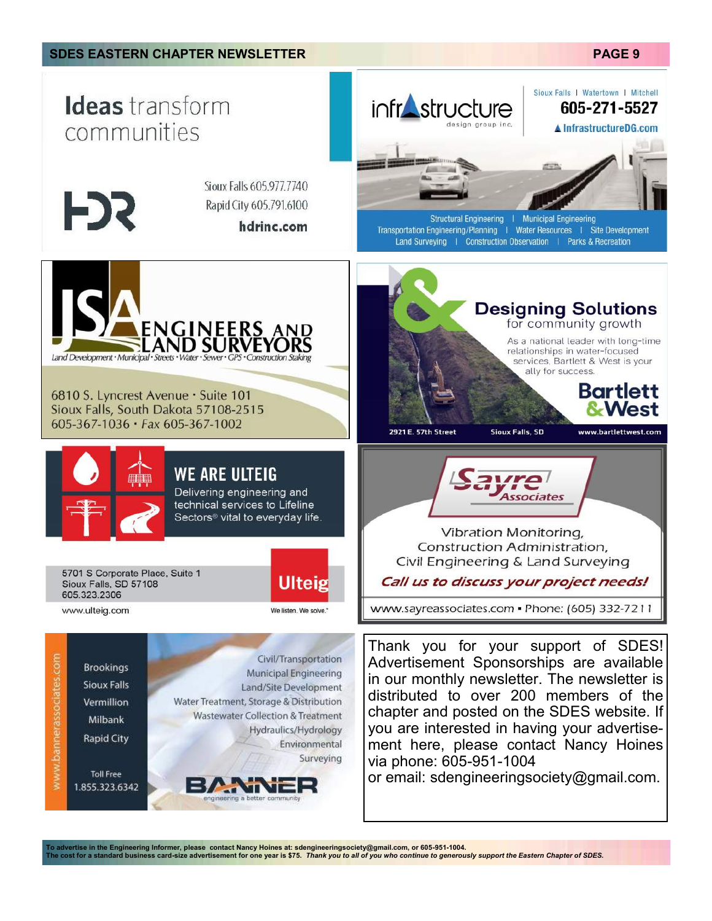Ideas transform communities

HDR

Sioux Falls 605.977.7740
Rapid City 605.791.6100
**hdrinc.com**

infrastructure design group inc.

Sioux Falls | Watertown | Mitchell
**605-271-5527**
InfrastructureDG.com

Structural Engineering | Municipal Engineering
Transportation Engineering/Planning | Water Resources | Site Development
Land Surveying | Construction Observation | Parks & Recreation

JSA ENGINEERS AND LAND SURVEYORS
Land Development • Municipal • Streets • Water • Sewer • GPS • Construction Staking

6810 S. Lyncrest Avenue • Suite 101
Sioux Falls, South Dakota 57108-2515
605-367-1036 • Fax 605-367-1002

**Designing Solutions**
for community growth

As a national leader with long-time relationships in water-focused services, Bartlett & West is your ally for success.

**Bartlett & West**

2921 E. 57th Street | Sioux Falls, SD | www.bartlettwest.com

**WE ARE ULTEIG**
Delivering engineering and technical services to Lifeline Sectors® vital to everyday life.

5701 S Corporate Place, Suite 1
Sioux Falls, SD 57108
605.323.2306
www.ulteig.com

**Ulteig**
We listen. We solve.®

Sayre Associates

Vibration Monitoring,
Construction Administration,
Civil Engineering & Land Surveying

*Call us to discuss your project needs!*

www.sayreassociates.com • Phone: (605) 332-7211

www.bannerassociates.com

Brookings
Sioux Falls
Vermillion
Milbank
Rapid City

Toll Free
1.855.323.6342

Civil/Transportation
Municipal Engineering
Land/Site Development
Water Treatment, Storage & Distribution
Wastewater Collection & Treatment
Hydraulics/Hydrology
Environmental
Surveying

BANNER
engineering a better community

Thank you for your support of SDES! Advertisement Sponsorships are available in our monthly newsletter. The newsletter is distributed to over 200 members of the chapter and posted on the SDES website. If you are interested in having your advertisement here, please contact Nancy Hoines via phone: 605-951-1004 or email: sdengineeringsociety@gmail.com.

**To advertise in the Engineering Informer, please contact Nancy Hoines at: sdengineeringsociety@gmail.com, or 605-951-1004. The cost for a standard business card-size advertisement for one year is $75.** ***Thank you to all of you who continue to generously support the Eastern Chapter of SDES.***